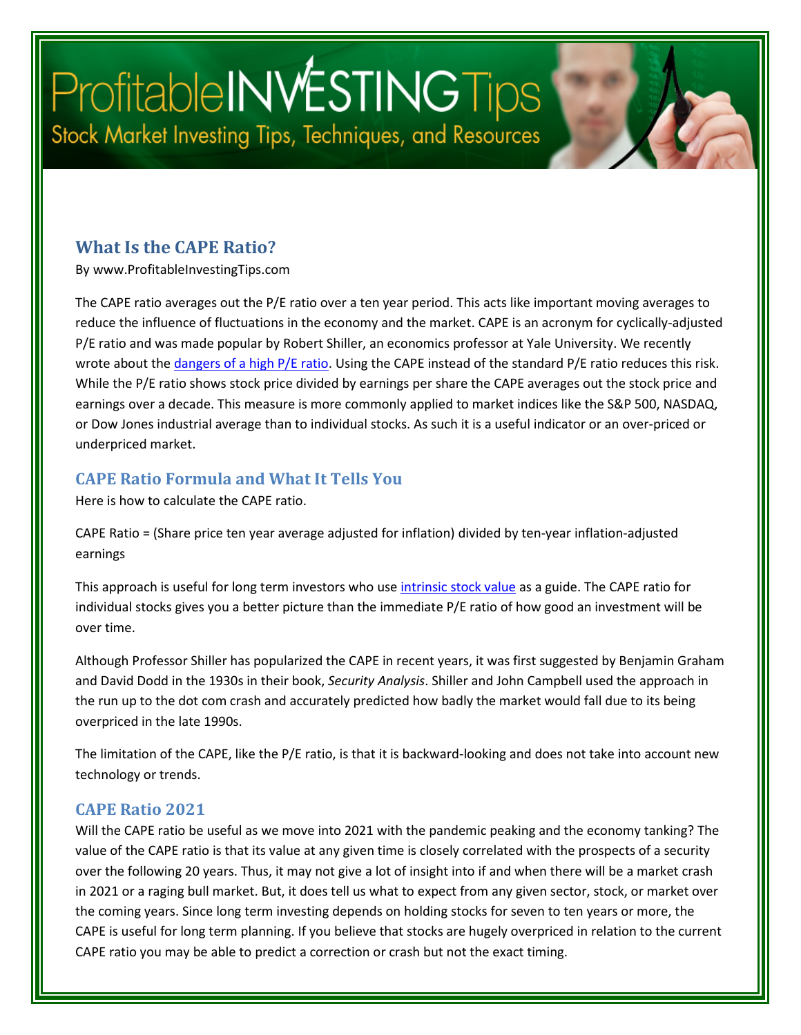# ProfitableINVESTINGTips

Stock Market Investing Tips, Techniques, and Resources

## What Is the CAPE Ratio?

By www.ProfitableInvestingTips.com

The CAPE ratio averages out the P/E ratio over a ten year period. This acts like important moving averages to reduce the influence of fluctuations in the economy and the market. CAPE is an acronym for cyclically-adjusted P/E ratio and was made popular by Robert Shiller, an economics professor at Yale University. We recently wrote about the dangers of a high P/E ratio. Using the CAPE instead of the standard P/E ratio reduces this risk. While the P/E ratio shows stock price divided by earnings per share the CAPE averages out the stock price and earnings over a decade. This measure is more commonly applied to market indices like the S&P 500, NASDAQ, or Dow Jones industrial average than to individual stocks. As such it is a useful indicator or an over-priced or underpriced market.

### CAPE Ratio Formula and What It Tells You

Here is how to calculate the CAPE ratio.

CAPE Ratio = (Share price ten year average adjusted for inflation) divided by ten-year inflation-adjusted earnings

This approach is useful for long term investors who use intrinsic stock value as a guide. The CAPE ratio for individual stocks gives you a better picture than the immediate P/E ratio of how good an investment will be over time.

Although Professor Shiller has popularized the CAPE in recent years, it was first suggested by Benjamin Graham and David Dodd in the 1930s in their book, *Security Analysis*. Shiller and John Campbell used the approach in the run up to the dot com crash and accurately predicted how badly the market would fall due to its being overpriced in the late 1990s.

The limitation of the CAPE, like the P/E ratio, is that it is backward-looking and does not take into account new technology or trends.

### CAPE Ratio 2021

Will the CAPE ratio be useful as we move into 2021 with the pandemic peaking and the economy tanking? The value of the CAPE ratio is that its value at any given time is closely correlated with the prospects of a security over the following 20 years. Thus, it may not give a lot of insight into if and when there will be a market crash in 2021 or a raging bull market. But, it does tell us what to expect from any given sector, stock, or market over the coming years. Since long term investing depends on holding stocks for seven to ten years or more, the CAPE is useful for long term planning. If you believe that stocks are hugely overpriced in relation to the current CAPE ratio you may be able to predict a correction or crash but not the exact timing.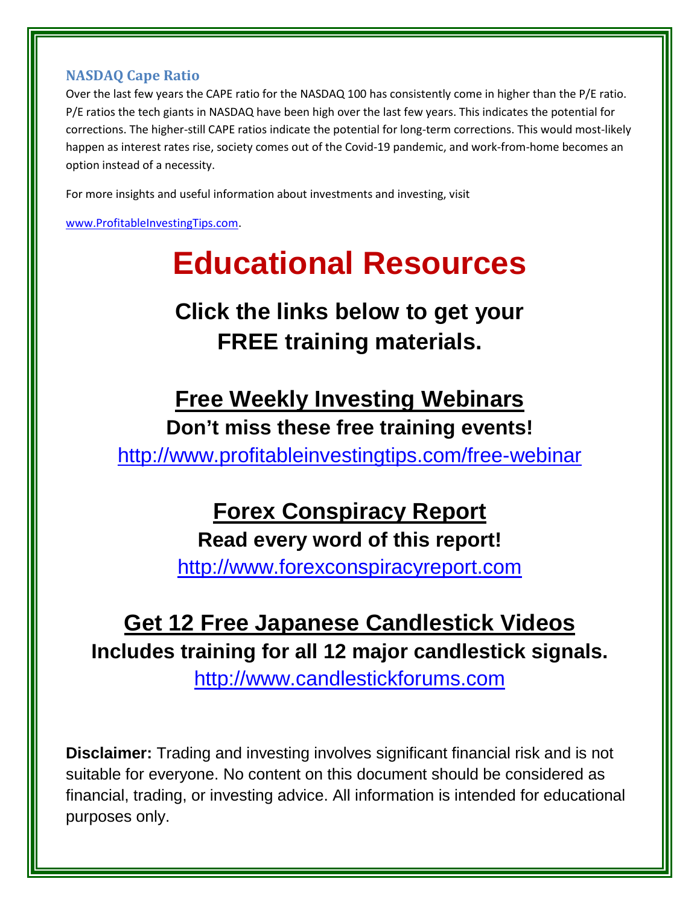### NASDAQ Cape Ratio

Over the last few years the CAPE ratio for the NASDAQ 100 has consistently come in higher than the P/E ratio. P/E ratios the tech giants in NASDAQ have been high over the last few years. This indicates the potential for corrections. The higher-still CAPE ratios indicate the potential for long-term corrections. This would most-likely happen as interest rates rise, society comes out of the Covid-19 pandemic, and work-from-home becomes an option instead of a necessity.

For more insights and useful information about investments and investing, visit

www.ProfitableInvestingTips.com.

# Educational Resources

## Click the links below to get your FREE training materials.

## Free Weekly Investing Webinars

**Don't miss these free training events!**

http://www.profitableinvestingtips.com/free-webinar

## Forex Conspiracy Report

**Read every word of this report!**

http://www.forexconspiracyreport.com

## Get 12 Free Japanese Candlestick Videos

**Includes training for all 12 major candlestick signals.**

http://www.candlestickforums.com

**Disclaimer:** Trading and investing involves significant financial risk and is not suitable for everyone. No content on this document should be considered as financial, trading, or investing advice. All information is intended for educational purposes only.